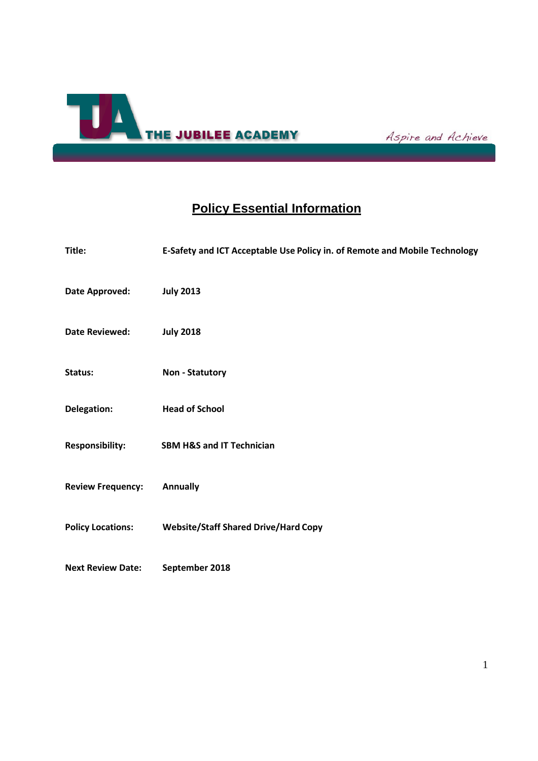THE JUBILEE ACADEMY

*Aspire and Achieve*

# Policy Essential Information

| | |
|---|---|
| **Title:** | **E-Safety and ICT Acceptable Use Policy in. of Remote and Mobile Technology** |
| **Date Approved:** | **July 2013** |
| **Date Reviewed:** | **July 2018** |
| **Status:** | **Non - Statutory** |
| **Delegation:** | **Head of School** |
| **Responsibility:** | **SBM H&S and IT Technician** |
| **Review Frequency:** | **Annually** |
| **Policy Locations:** | **Website/Staff Shared Drive/Hard Copy** |
| **Next Review Date:** | **September 2018** |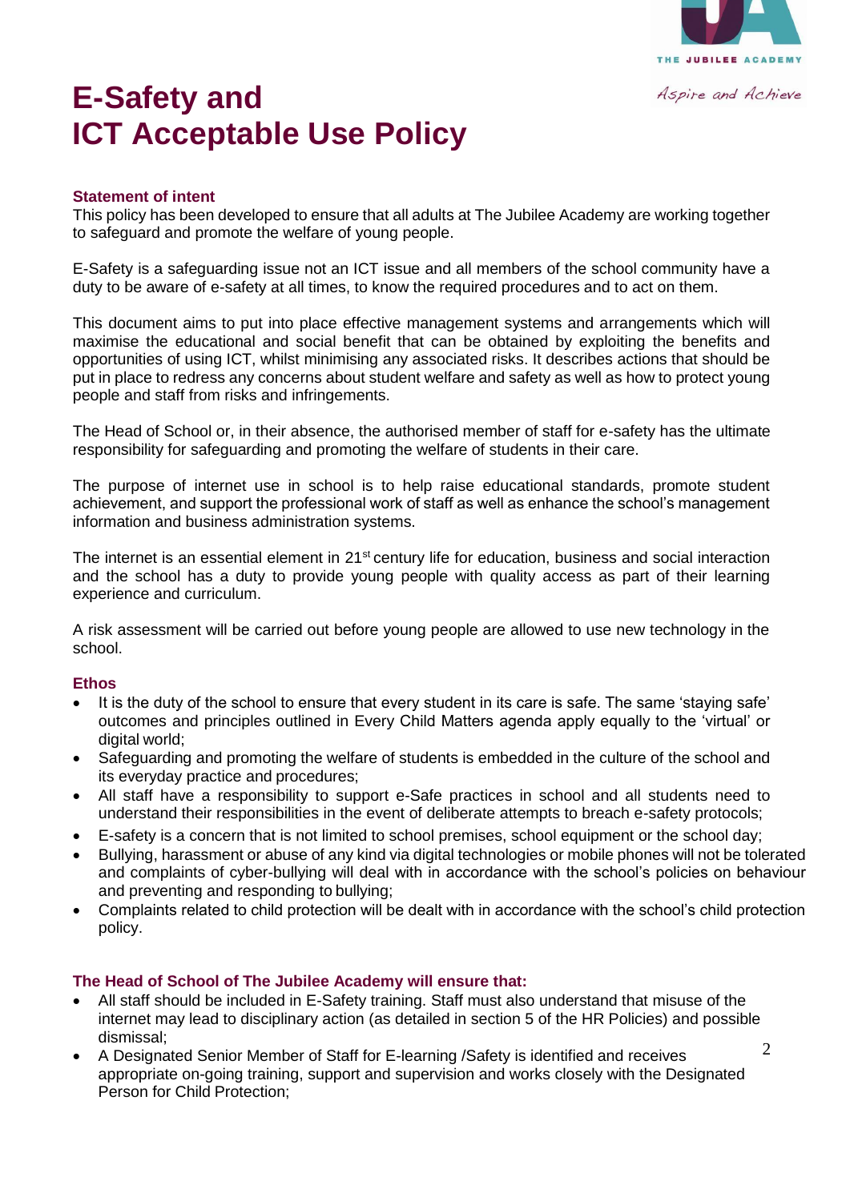# E-Safety and ICT Acceptable Use Policy

### Statement of intent

This policy has been developed to ensure that all adults at The Jubilee Academy are working together to safeguard and promote the welfare of young people.

E-Safety is a safeguarding issue not an ICT issue and all members of the school community have a duty to be aware of e-safety at all times, to know the required procedures and to act on them.

This document aims to put into place effective management systems and arrangements which will maximise the educational and social benefit that can be obtained by exploiting the benefits and opportunities of using ICT, whilst minimising any associated risks. It describes actions that should be put in place to redress any concerns about student welfare and safety as well as how to protect young people and staff from risks and infringements.

The Head of School or, in their absence, the authorised member of staff for e-safety has the ultimate responsibility for safeguarding and promoting the welfare of students in their care.

The purpose of internet use in school is to help raise educational standards, promote student achievement, and support the professional work of staff as well as enhance the school's management information and business administration systems.

The internet is an essential element in 21st century life for education, business and social interaction and the school has a duty to provide young people with quality access as part of their learning experience and curriculum.

A risk assessment will be carried out before young people are allowed to use new technology in the school.

### Ethos

- It is the duty of the school to ensure that every student in its care is safe. The same 'staying safe' outcomes and principles outlined in Every Child Matters agenda apply equally to the 'virtual' or digital world;
- Safeguarding and promoting the welfare of students is embedded in the culture of the school and its everyday practice and procedures;
- All staff have a responsibility to support e-Safe practices in school and all students need to understand their responsibilities in the event of deliberate attempts to breach e-safety protocols;
- E-safety is a concern that is not limited to school premises, school equipment or the school day;
- Bullying, harassment or abuse of any kind via digital technologies or mobile phones will not be tolerated and complaints of cyber-bullying will deal with in accordance with the school's policies on behaviour and preventing and responding to bullying;
- Complaints related to child protection will be dealt with in accordance with the school's child protection policy.

### The Head of School of The Jubilee Academy will ensure that:

- All staff should be included in E-Safety training. Staff must also understand that misuse of the internet may lead to disciplinary action (as detailed in section 5 of the HR Policies) and possible dismissal;
- A Designated Senior Member of Staff for E-learning /Safety is identified and receives appropriate on-going training, support and supervision and works closely with the Designated Person for Child Protection;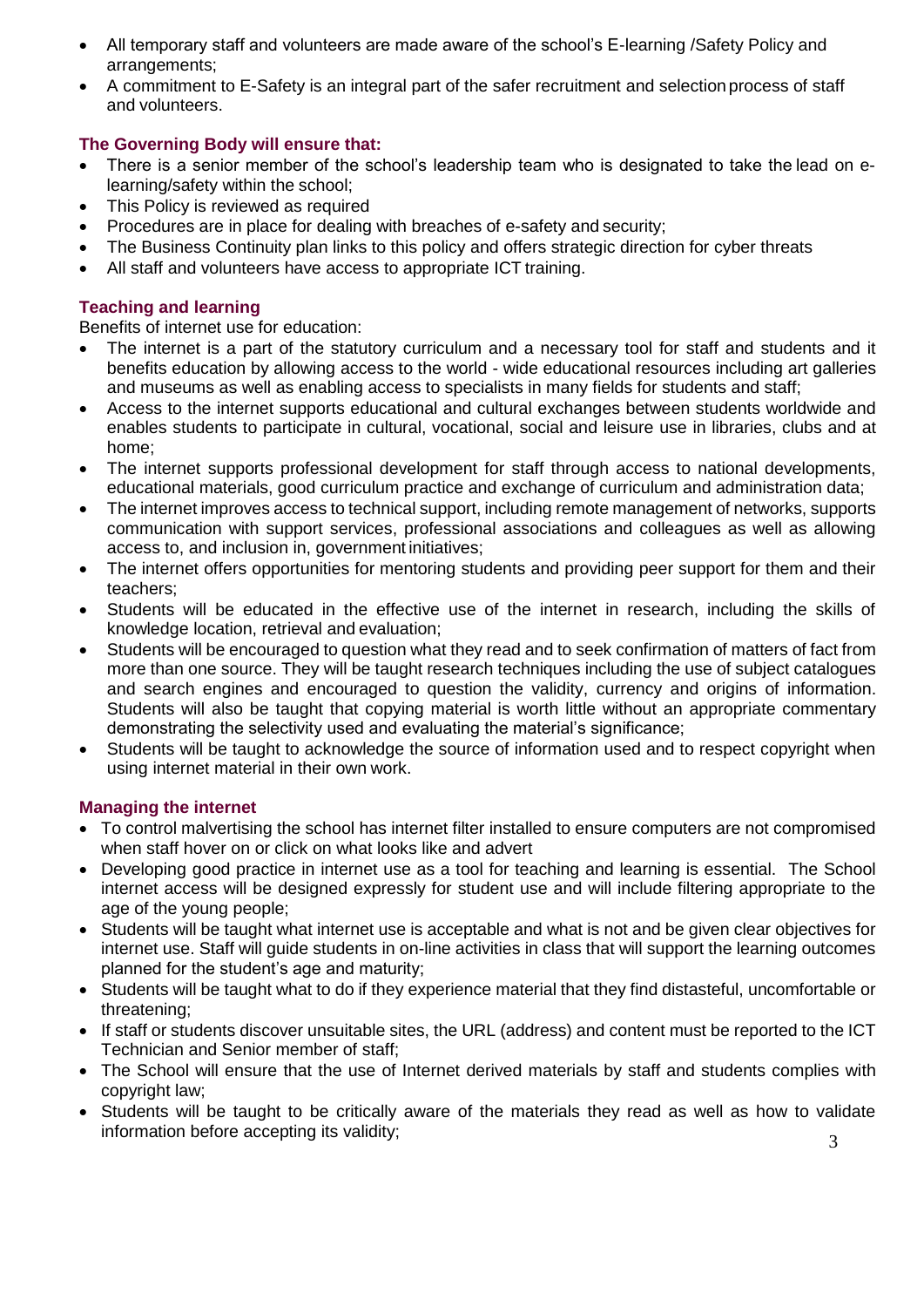- All temporary staff and volunteers are made aware of the school's E-learning /Safety Policy and arrangements;
- A commitment to E-Safety is an integral part of the safer recruitment and selection process of staff and volunteers.

### The Governing Body will ensure that:

- There is a senior member of the school's leadership team who is designated to take the lead on e-learning/safety within the school;
- This Policy is reviewed as required
- Procedures are in place for dealing with breaches of e-safety and security;
- The Business Continuity plan links to this policy and offers strategic direction for cyber threats
- All staff and volunteers have access to appropriate ICT training.

### Teaching and learning

Benefits of internet use for education:

- The internet is a part of the statutory curriculum and a necessary tool for staff and students and it benefits education by allowing access to the world - wide educational resources including art galleries and museums as well as enabling access to specialists in many fields for students and staff;
- Access to the internet supports educational and cultural exchanges between students worldwide and enables students to participate in cultural, vocational, social and leisure use in libraries, clubs and at home;
- The internet supports professional development for staff through access to national developments, educational materials, good curriculum practice and exchange of curriculum and administration data;
- The internet improves access to technical support, including remote management of networks, supports communication with support services, professional associations and colleagues as well as allowing access to, and inclusion in, government initiatives;
- The internet offers opportunities for mentoring students and providing peer support for them and their teachers;
- Students will be educated in the effective use of the internet in research, including the skills of knowledge location, retrieval and evaluation;
- Students will be encouraged to question what they read and to seek confirmation of matters of fact from more than one source. They will be taught research techniques including the use of subject catalogues and search engines and encouraged to question the validity, currency and origins of information. Students will also be taught that copying material is worth little without an appropriate commentary demonstrating the selectivity used and evaluating the material's significance;
- Students will be taught to acknowledge the source of information used and to respect copyright when using internet material in their own work.

### Managing the internet

- To control malvertising the school has internet filter installed to ensure computers are not compromised when staff hover on or click on what looks like and advert
- Developing good practice in internet use as a tool for teaching and learning is essential. The School internet access will be designed expressly for student use and will include filtering appropriate to the age of the young people;
- Students will be taught what internet use is acceptable and what is not and be given clear objectives for internet use. Staff will guide students in on-line activities in class that will support the learning outcomes planned for the student's age and maturity;
- Students will be taught what to do if they experience material that they find distasteful, uncomfortable or threatening;
- If staff or students discover unsuitable sites, the URL (address) and content must be reported to the ICT Technician and Senior member of staff;
- The School will ensure that the use of Internet derived materials by staff and students complies with copyright law;
- Students will be taught to be critically aware of the materials they read as well as how to validate information before accepting its validity;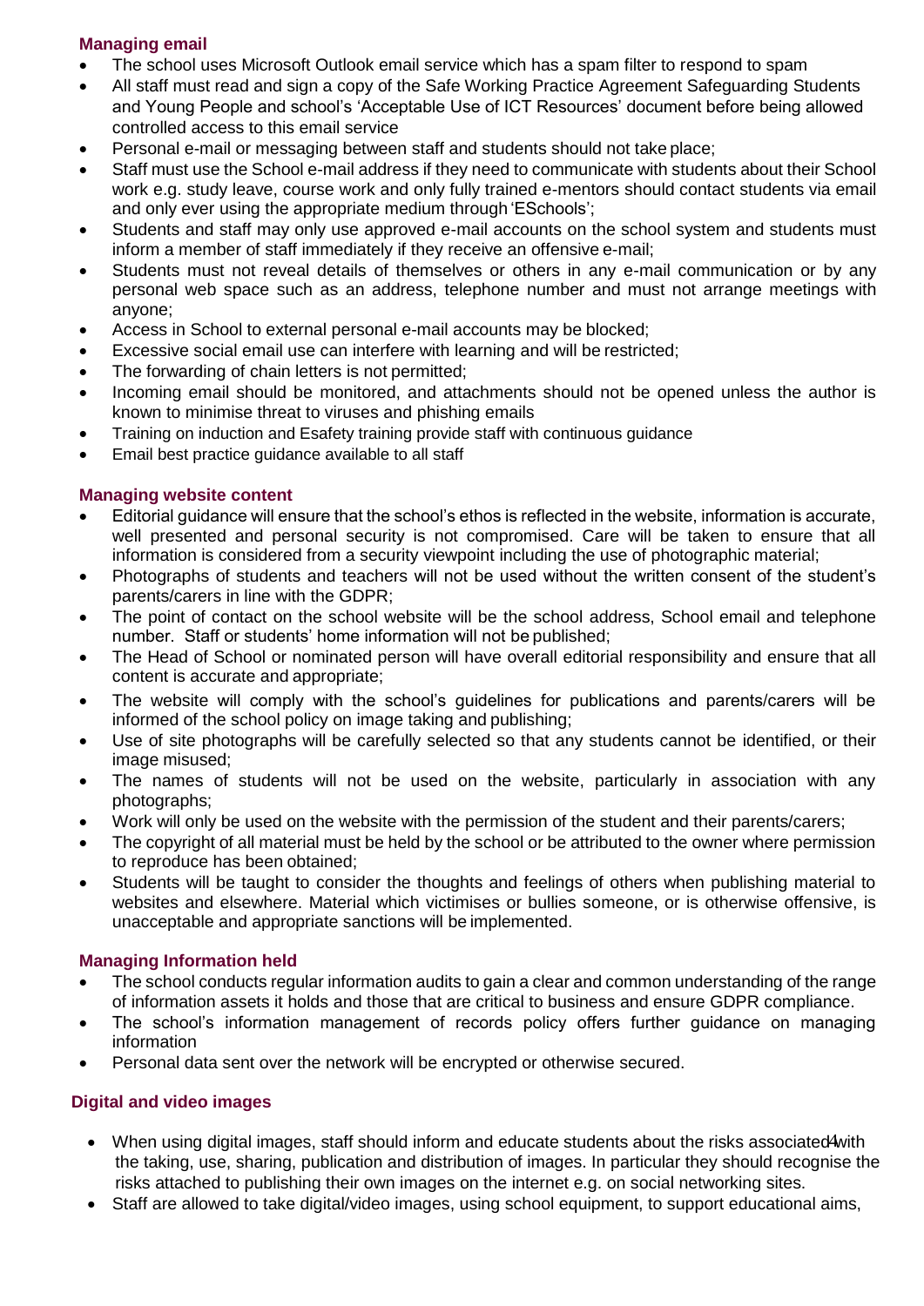### Managing email

- The school uses Microsoft Outlook email service which has a spam filter to respond to spam
- All staff must read and sign a copy of the Safe Working Practice Agreement Safeguarding Students and Young People and school's 'Acceptable Use of ICT Resources' document before being allowed controlled access to this email service
- Personal e-mail or messaging between staff and students should not take place;
- Staff must use the School e-mail address if they need to communicate with students about their School work e.g. study leave, course work and only fully trained e-mentors should contact students via email and only ever using the appropriate medium through 'ESchools';
- Students and staff may only use approved e-mail accounts on the school system and students must inform a member of staff immediately if they receive an offensive e-mail;
- Students must not reveal details of themselves or others in any e-mail communication or by any personal web space such as an address, telephone number and must not arrange meetings with anyone;
- Access in School to external personal e-mail accounts may be blocked;
- Excessive social email use can interfere with learning and will be restricted;
- The forwarding of chain letters is not permitted;
- Incoming email should be monitored, and attachments should not be opened unless the author is known to minimise threat to viruses and phishing emails
- Training on induction and Esafety training provide staff with continuous guidance
- Email best practice guidance available to all staff

### Managing website content

- Editorial guidance will ensure that the school's ethos is reflected in the website, information is accurate, well presented and personal security is not compromised. Care will be taken to ensure that all information is considered from a security viewpoint including the use of photographic material;
- Photographs of students and teachers will not be used without the written consent of the student's parents/carers in line with the GDPR;
- The point of contact on the school website will be the school address, School email and telephone number. Staff or students' home information will not be published;
- The Head of School or nominated person will have overall editorial responsibility and ensure that all content is accurate and appropriate;
- The website will comply with the school's guidelines for publications and parents/carers will be informed of the school policy on image taking and publishing;
- Use of site photographs will be carefully selected so that any students cannot be identified, or their image misused;
- The names of students will not be used on the website, particularly in association with any photographs;
- Work will only be used on the website with the permission of the student and their parents/carers;
- The copyright of all material must be held by the school or be attributed to the owner where permission to reproduce has been obtained;
- Students will be taught to consider the thoughts and feelings of others when publishing material to websites and elsewhere. Material which victimises or bullies someone, or is otherwise offensive, is unacceptable and appropriate sanctions will be implemented.

### Managing Information held

- The school conducts regular information audits to gain a clear and common understanding of the range of information assets it holds and those that are critical to business and ensure GDPR compliance.
- The school's information management of records policy offers further guidance on managing information
- Personal data sent over the network will be encrypted or otherwise secured.

### Digital and video images

- When using digital images, staff should inform and educate students about the risks associated with the taking, use, sharing, publication and distribution of images. In particular they should recognise the risks attached to publishing their own images on the internet e.g. on social networking sites.
- Staff are allowed to take digital/video images, using school equipment, to support educational aims,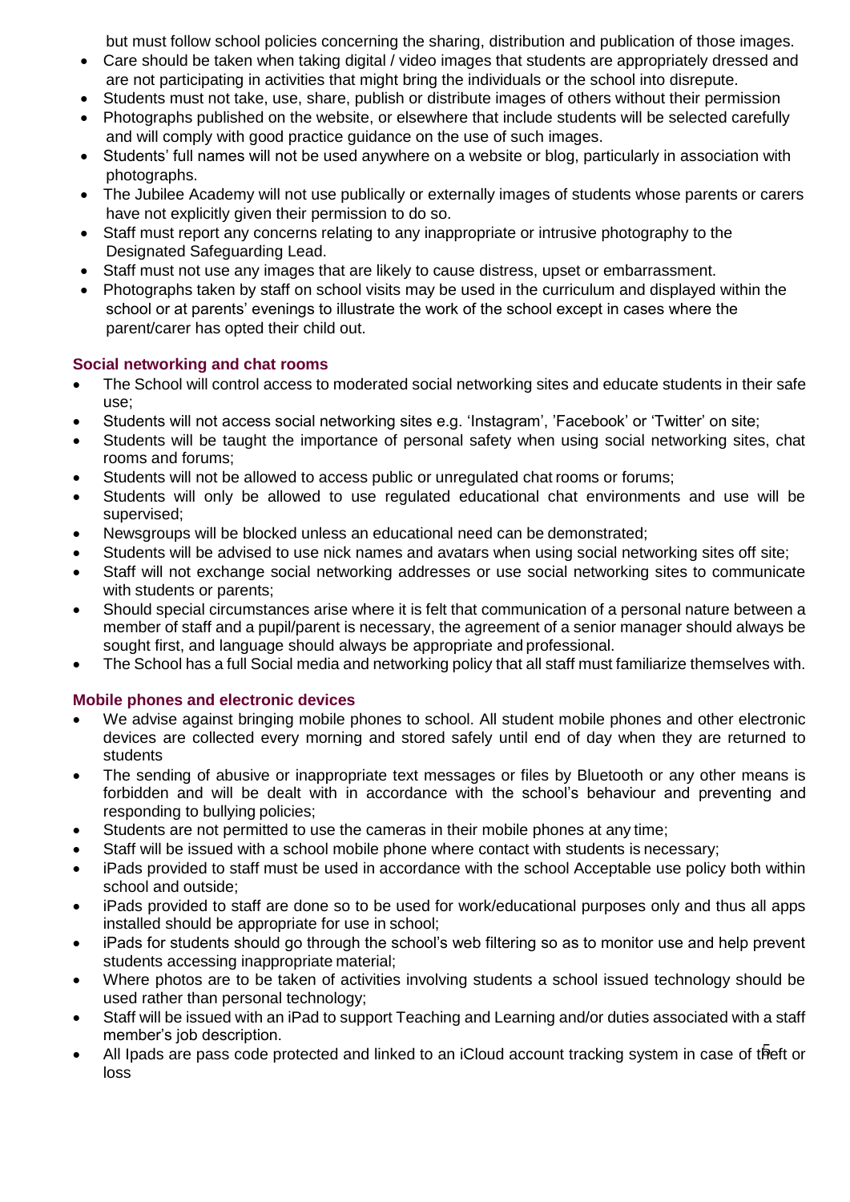but must follow school policies concerning the sharing, distribution and publication of those images.

- Care should be taken when taking digital / video images that students are appropriately dressed and are not participating in activities that might bring the individuals or the school into disrepute.
- Students must not take, use, share, publish or distribute images of others without their permission
- Photographs published on the website, or elsewhere that include students will be selected carefully and will comply with good practice guidance on the use of such images.
- Students' full names will not be used anywhere on a website or blog, particularly in association with photographs.
- The Jubilee Academy will not use publically or externally images of students whose parents or carers have not explicitly given their permission to do so.
- Staff must report any concerns relating to any inappropriate or intrusive photography to the Designated Safeguarding Lead.
- Staff must not use any images that are likely to cause distress, upset or embarrassment.
- Photographs taken by staff on school visits may be used in the curriculum and displayed within the school or at parents' evenings to illustrate the work of the school except in cases where the parent/carer has opted their child out.

### Social networking and chat rooms

- The School will control access to moderated social networking sites and educate students in their safe use;
- Students will not access social networking sites e.g. 'Instagram', 'Facebook' or 'Twitter' on site;
- Students will be taught the importance of personal safety when using social networking sites, chat rooms and forums;
- Students will not be allowed to access public or unregulated chat rooms or forums;
- Students will only be allowed to use regulated educational chat environments and use will be supervised;
- Newsgroups will be blocked unless an educational need can be demonstrated;
- Students will be advised to use nick names and avatars when using social networking sites off site;
- Staff will not exchange social networking addresses or use social networking sites to communicate with students or parents;
- Should special circumstances arise where it is felt that communication of a personal nature between a member of staff and a pupil/parent is necessary, the agreement of a senior manager should always be sought first, and language should always be appropriate and professional.
- The School has a full Social media and networking policy that all staff must familiarize themselves with.

### Mobile phones and electronic devices

- We advise against bringing mobile phones to school. All student mobile phones and other electronic devices are collected every morning and stored safely until end of day when they are returned to students
- The sending of abusive or inappropriate text messages or files by Bluetooth or any other means is forbidden and will be dealt with in accordance with the school's behaviour and preventing and responding to bullying policies;
- Students are not permitted to use the cameras in their mobile phones at any time;
- Staff will be issued with a school mobile phone where contact with students is necessary;
- iPads provided to staff must be used in accordance with the school Acceptable use policy both within school and outside;
- iPads provided to staff are done so to be used for work/educational purposes only and thus all apps installed should be appropriate for use in school;
- iPads for students should go through the school's web filtering so as to monitor use and help prevent students accessing inappropriate material;
- Where photos are to be taken of activities involving students a school issued technology should be used rather than personal technology;
- Staff will be issued with an iPad to support Teaching and Learning and/or duties associated with a staff member's job description.
- All Ipads are pass code protected and linked to an iCloud account tracking system in case of theft or loss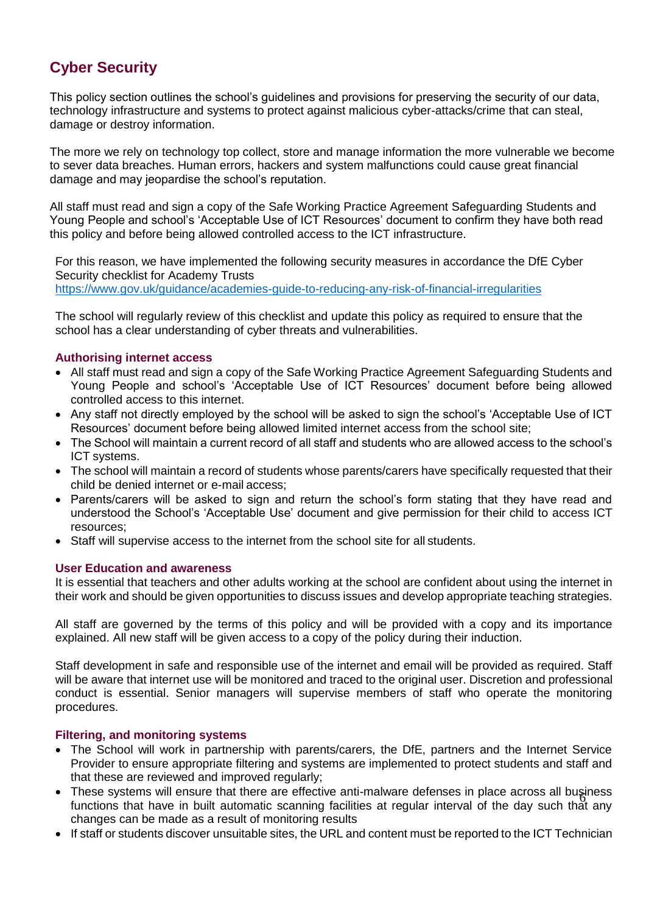## Cyber Security

This policy section outlines the school's guidelines and provisions for preserving the security of our data, technology infrastructure and systems to protect against malicious cyber-attacks/crime that can steal, damage or destroy information.

The more we rely on technology top collect, store and manage information the more vulnerable we become to sever data breaches. Human errors, hackers and system malfunctions could cause great financial damage and may jeopardise the school's reputation.

All staff must read and sign a copy of the Safe Working Practice Agreement Safeguarding Students and Young People and school's 'Acceptable Use of ICT Resources' document to confirm they have both read this policy and before being allowed controlled access to the ICT infrastructure.

For this reason, we have implemented the following security measures in accordance the DfE Cyber Security checklist for Academy Trusts
https://www.gov.uk/guidance/academies-guide-to-reducing-any-risk-of-financial-irregularities

The school will regularly review of this checklist and update this policy as required to ensure that the school has a clear understanding of cyber threats and vulnerabilities.

### Authorising internet access

- All staff must read and sign a copy of the Safe Working Practice Agreement Safeguarding Students and Young People and school's 'Acceptable Use of ICT Resources' document before being allowed controlled access to this internet.
- Any staff not directly employed by the school will be asked to sign the school's 'Acceptable Use of ICT Resources' document before being allowed limited internet access from the school site;
- The School will maintain a current record of all staff and students who are allowed access to the school's ICT systems.
- The school will maintain a record of students whose parents/carers have specifically requested that their child be denied internet or e-mail access;
- Parents/carers will be asked to sign and return the school's form stating that they have read and understood the School's 'Acceptable Use' document and give permission for their child to access ICT resources;
- Staff will supervise access to the internet from the school site for all students.

### User Education and awareness

It is essential that teachers and other adults working at the school are confident about using the internet in their work and should be given opportunities to discuss issues and develop appropriate teaching strategies.

All staff are governed by the terms of this policy and will be provided with a copy and its importance explained. All new staff will be given access to a copy of the policy during their induction.

Staff development in safe and responsible use of the internet and email will be provided as required. Staff will be aware that internet use will be monitored and traced to the original user. Discretion and professional conduct is essential. Senior managers will supervise members of staff who operate the monitoring procedures.

### Filtering, and monitoring systems

- The School will work in partnership with parents/carers, the DfE, partners and the Internet Service Provider to ensure appropriate filtering and systems are implemented to protect students and staff and that these are reviewed and improved regularly;
- These systems will ensure that there are effective anti-malware defenses in place across all business functions that have in built automatic scanning facilities at regular interval of the day such that any changes can be made as a result of monitoring results
- If staff or students discover unsuitable sites, the URL and content must be reported to the ICT Technician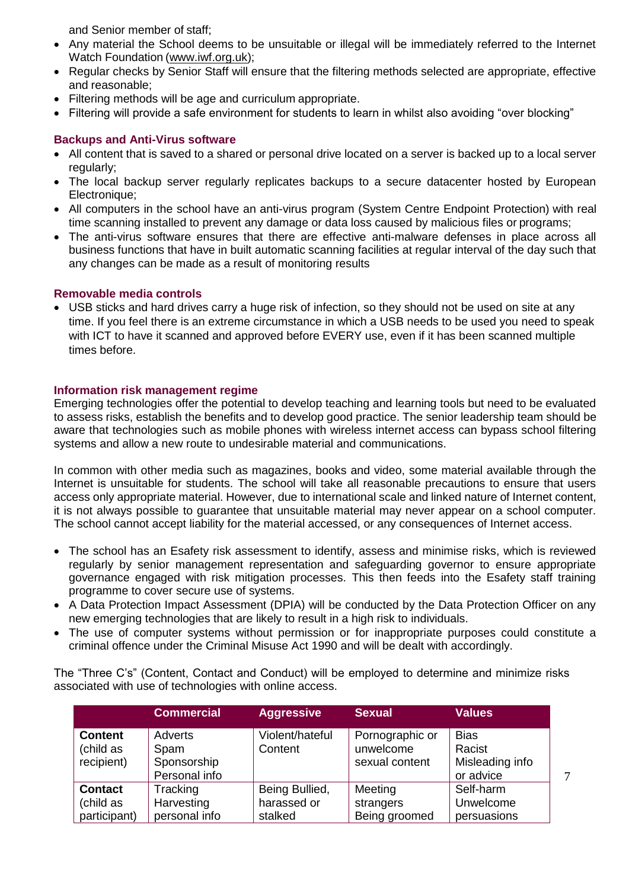and Senior member of staff;

- Any material the School deems to be unsuitable or illegal will be immediately referred to the Internet Watch Foundation (www.iwf.org.uk);
- Regular checks by Senior Staff will ensure that the filtering methods selected are appropriate, effective and reasonable;
- Filtering methods will be age and curriculum appropriate.
- Filtering will provide a safe environment for students to learn in whilst also avoiding "over blocking"

### Backups and Anti-Virus software

- All content that is saved to a shared or personal drive located on a server is backed up to a local server regularly;
- The local backup server regularly replicates backups to a secure datacenter hosted by European Electronique;
- All computers in the school have an anti-virus program (System Centre Endpoint Protection) with real time scanning installed to prevent any damage or data loss caused by malicious files or programs;
- The anti-virus software ensures that there are effective anti-malware defenses in place across all business functions that have in built automatic scanning facilities at regular interval of the day such that any changes can be made as a result of monitoring results

### Removable media controls

- USB sticks and hard drives carry a huge risk of infection, so they should not be used on site at any time. If you feel there is an extreme circumstance in which a USB needs to be used you need to speak with ICT to have it scanned and approved before EVERY use, even if it has been scanned multiple times before.

### Information risk management regime

Emerging technologies offer the potential to develop teaching and learning tools but need to be evaluated to assess risks, establish the benefits and to develop good practice. The senior leadership team should be aware that technologies such as mobile phones with wireless internet access can bypass school filtering systems and allow a new route to undesirable material and communications.

In common with other media such as magazines, books and video, some material available through the Internet is unsuitable for students. The school will take all reasonable precautions to ensure that users access only appropriate material. However, due to international scale and linked nature of Internet content, it is not always possible to guarantee that unsuitable material may never appear on a school computer. The school cannot accept liability for the material accessed, or any consequences of Internet access.

- The school has an Esafety risk assessment to identify, assess and minimise risks, which is reviewed regularly by senior management representation and safeguarding governor to ensure appropriate governance engaged with risk mitigation processes. This then feeds into the Esafety staff training programme to cover secure use of systems.
- A Data Protection Impact Assessment (DPIA) will be conducted by the Data Protection Officer on any new emerging technologies that are likely to result in a high risk to individuals.
- The use of computer systems without permission or for inappropriate purposes could constitute a criminal offence under the Criminal Misuse Act 1990 and will be dealt with accordingly.

The "Three C's" (Content, Contact and Conduct) will be employed to determine and minimize risks associated with use of technologies with online access.

| | Commercial | Aggressive | Sexual | Values |
|---|---|---|---|---|
| **Content** (child as recipient) | Adverts<br>Spam<br>Sponsorship<br>Personal info | Violent/hateful Content | Pornographic or unwelcome sexual content | Bias<br>Racist<br>Misleading info or advice |
| **Contact** (child as participant) | Tracking<br>Harvesting personal info | Being Bullied, harassed or stalked | Meeting strangers<br>Being groomed | Self-harm<br>Unwelcome persuasions |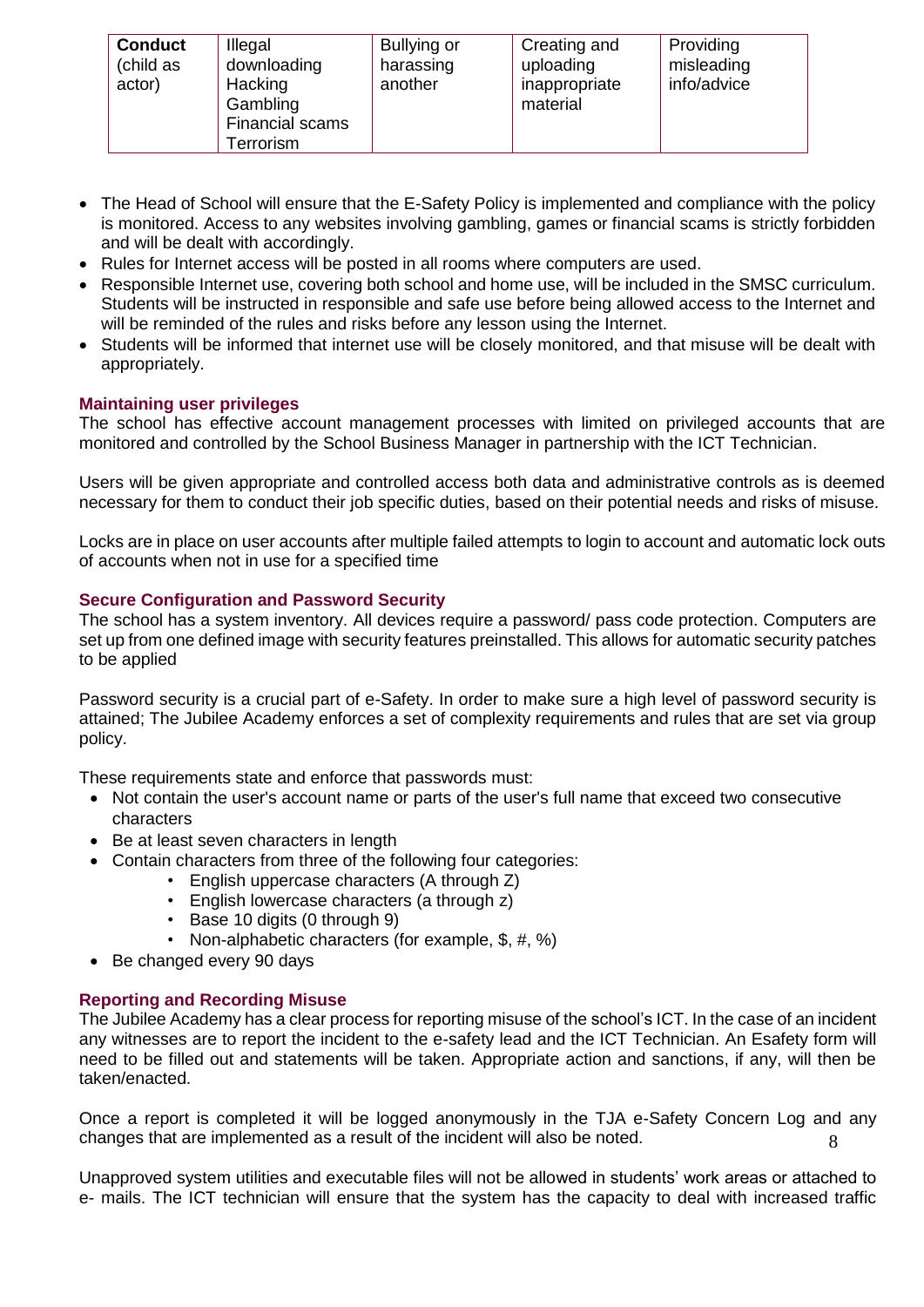| **Conduct** (child as actor) | Illegal downloading<br>Hacking<br>Gambling<br>Financial scams<br>Terrorism | Bullying or harassing another | Creating and uploading inappropriate material | Providing misleading info/advice |
|---|---|---|---|---|

- The Head of School will ensure that the E-Safety Policy is implemented and compliance with the policy is monitored. Access to any websites involving gambling, games or financial scams is strictly forbidden and will be dealt with accordingly.
- Rules for Internet access will be posted in all rooms where computers are used.
- Responsible Internet use, covering both school and home use, will be included in the SMSC curriculum. Students will be instructed in responsible and safe use before being allowed access to the Internet and will be reminded of the rules and risks before any lesson using the Internet.
- Students will be informed that internet use will be closely monitored, and that misuse will be dealt with appropriately.

### Maintaining user privileges

The school has effective account management processes with limited on privileged accounts that are monitored and controlled by the School Business Manager in partnership with the ICT Technician.

Users will be given appropriate and controlled access both data and administrative controls as is deemed necessary for them to conduct their job specific duties, based on their potential needs and risks of misuse.

Locks are in place on user accounts after multiple failed attempts to login to account and automatic lock outs of accounts when not in use for a specified time

### Secure Configuration and Password Security

The school has a system inventory. All devices require a password/ pass code protection. Computers are set up from one defined image with security features preinstalled. This allows for automatic security patches to be applied

Password security is a crucial part of e-Safety. In order to make sure a high level of password security is attained; The Jubilee Academy enforces a set of complexity requirements and rules that are set via group policy.

These requirements state and enforce that passwords must:

- Not contain the user's account name or parts of the user's full name that exceed two consecutive characters
- Be at least seven characters in length
- Contain characters from three of the following four categories:
  - English uppercase characters (A through Z)
  - English lowercase characters (a through z)
  - Base 10 digits (0 through 9)
  - Non-alphabetic characters (for example, $, #, %)
- Be changed every 90 days

### Reporting and Recording Misuse

The Jubilee Academy has a clear process for reporting misuse of the school's ICT. In the case of an incident any witnesses are to report the incident to the e-safety lead and the ICT Technician. An Esafety form will need to be filled out and statements will be taken. Appropriate action and sanctions, if any, will then be taken/enacted.

Once a report is completed it will be logged anonymously in the TJA e-Safety Concern Log and any changes that are implemented as a result of the incident will also be noted.

Unapproved system utilities and executable files will not be allowed in students' work areas or attached to e- mails. The ICT technician will ensure that the system has the capacity to deal with increased traffic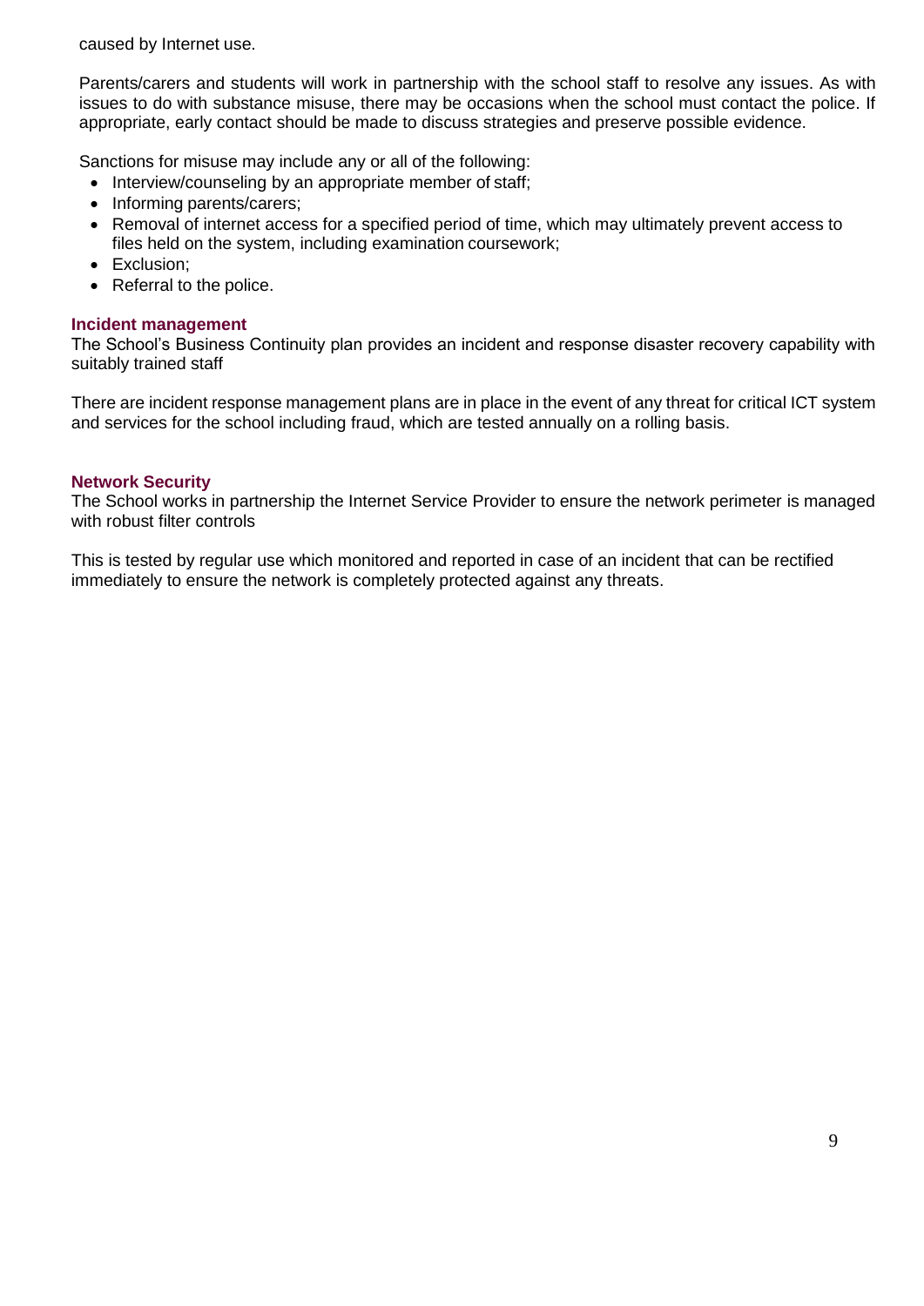caused by Internet use.

Parents/carers and students will work in partnership with the school staff to resolve any issues. As with issues to do with substance misuse, there may be occasions when the school must contact the police. If appropriate, early contact should be made to discuss strategies and preserve possible evidence.

Sanctions for misuse may include any or all of the following:

- Interview/counseling by an appropriate member of staff;
- Informing parents/carers;
- Removal of internet access for a specified period of time, which may ultimately prevent access to files held on the system, including examination coursework;
- Exclusion;
- Referral to the police.

### Incident management

The School's Business Continuity plan provides an incident and response disaster recovery capability with suitably trained staff

There are incident response management plans are in place in the event of any threat for critical ICT system and services for the school including fraud, which are tested annually on a rolling basis.

### Network Security

The School works in partnership the Internet Service Provider to ensure the network perimeter is managed with robust filter controls

This is tested by regular use which monitored and reported in case of an incident that can be rectified immediately to ensure the network is completely protected against any threats.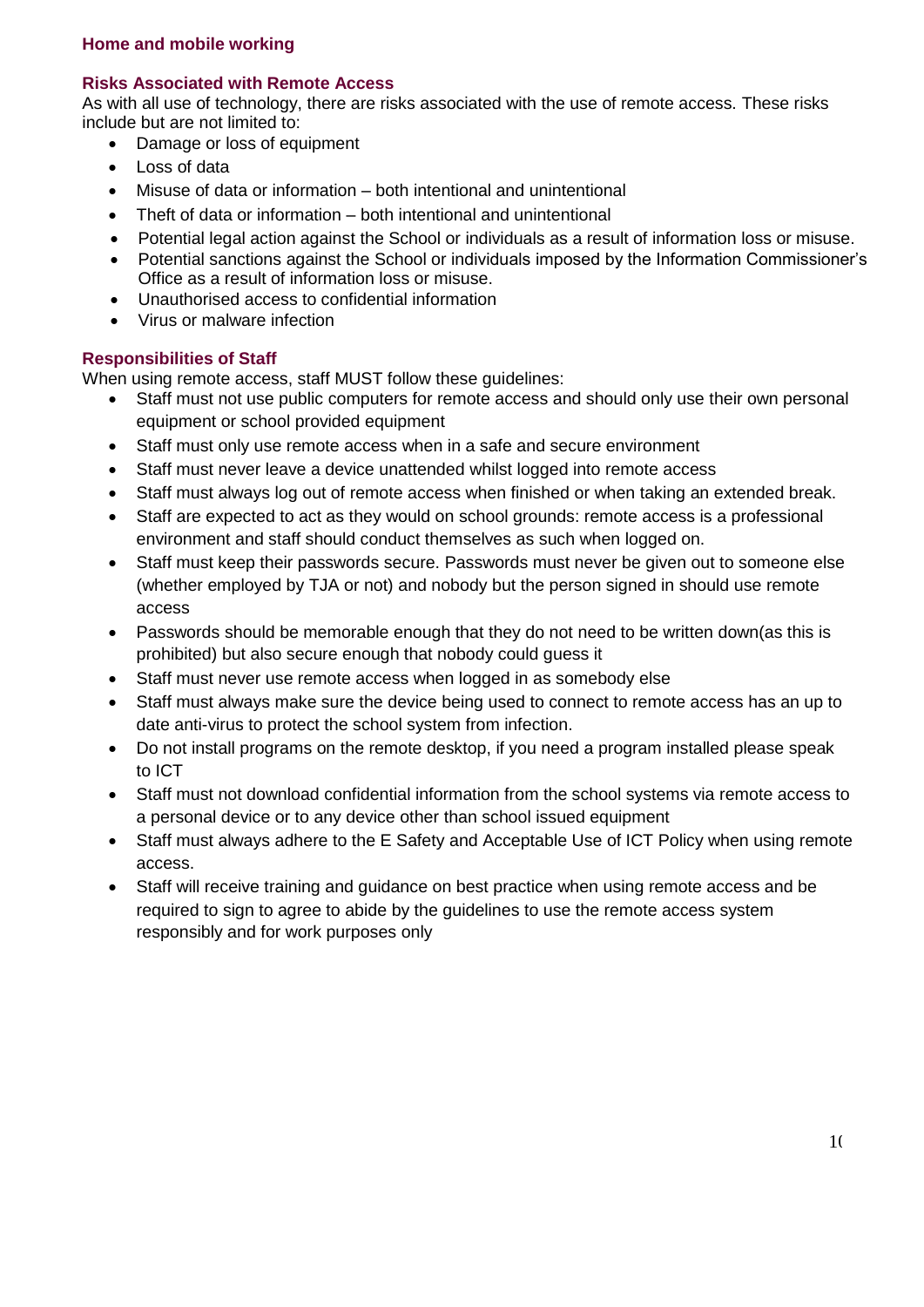## Home and mobile working

### Risks Associated with Remote Access

As with all use of technology, there are risks associated with the use of remote access. These risks include but are not limited to:

- Damage or loss of equipment
- Loss of data
- Misuse of data or information – both intentional and unintentional
- Theft of data or information – both intentional and unintentional
- Potential legal action against the School or individuals as a result of information loss or misuse.
- Potential sanctions against the School or individuals imposed by the Information Commissioner's Office as a result of information loss or misuse.
- Unauthorised access to confidential information
- Virus or malware infection

### Responsibilities of Staff

When using remote access, staff MUST follow these guidelines:

- Staff must not use public computers for remote access and should only use their own personal equipment or school provided equipment
- Staff must only use remote access when in a safe and secure environment
- Staff must never leave a device unattended whilst logged into remote access
- Staff must always log out of remote access when finished or when taking an extended break.
- Staff are expected to act as they would on school grounds: remote access is a professional environment and staff should conduct themselves as such when logged on.
- Staff must keep their passwords secure. Passwords must never be given out to someone else (whether employed by TJA or not) and nobody but the person signed in should use remote access
- Passwords should be memorable enough that they do not need to be written down(as this is prohibited) but also secure enough that nobody could guess it
- Staff must never use remote access when logged in as somebody else
- Staff must always make sure the device being used to connect to remote access has an up to date anti-virus to protect the school system from infection.
- Do not install programs on the remote desktop, if you need a program installed please speak to ICT
- Staff must not download confidential information from the school systems via remote access to a personal device or to any device other than school issued equipment
- Staff must always adhere to the E Safety and Acceptable Use of ICT Policy when using remote access.
- Staff will receive training and guidance on best practice when using remote access and be required to sign to agree to abide by the guidelines to use the remote access system responsibly and for work purposes only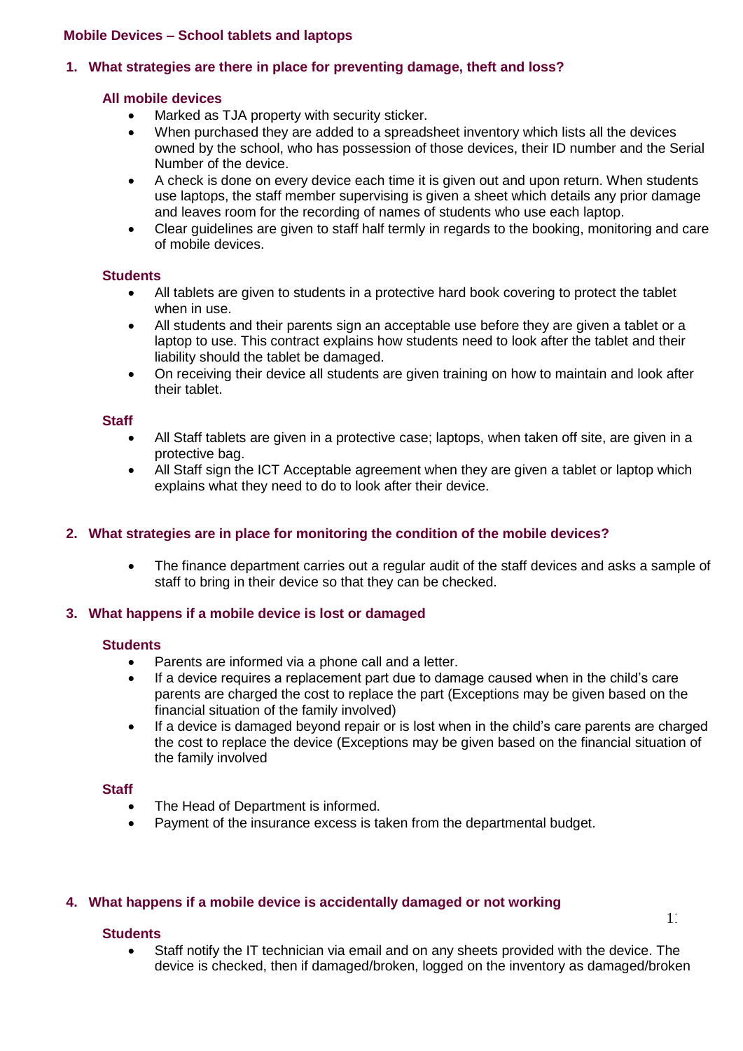## Mobile Devices – School tablets and laptops

### 1. What strategies are there in place for preventing damage, theft and loss?

#### All mobile devices

- Marked as TJA property with security sticker.
- When purchased they are added to a spreadsheet inventory which lists all the devices owned by the school, who has possession of those devices, their ID number and the Serial Number of the device.
- A check is done on every device each time it is given out and upon return. When students use laptops, the staff member supervising is given a sheet which details any prior damage and leaves room for the recording of names of students who use each laptop.
- Clear guidelines are given to staff half termly in regards to the booking, monitoring and care of mobile devices.

#### Students

- All tablets are given to students in a protective hard book covering to protect the tablet when in use.
- All students and their parents sign an acceptable use before they are given a tablet or a laptop to use. This contract explains how students need to look after the tablet and their liability should the tablet be damaged.
- On receiving their device all students are given training on how to maintain and look after their tablet.

#### Staff

- All Staff tablets are given in a protective case; laptops, when taken off site, are given in a protective bag.
- All Staff sign the ICT Acceptable agreement when they are given a tablet or laptop which explains what they need to do to look after their device.

### 2. What strategies are in place for monitoring the condition of the mobile devices?

- The finance department carries out a regular audit of the staff devices and asks a sample of staff to bring in their device so that they can be checked.

### 3. What happens if a mobile device is lost or damaged

#### Students

- Parents are informed via a phone call and a letter.
- If a device requires a replacement part due to damage caused when in the child's care parents are charged the cost to replace the part (Exceptions may be given based on the financial situation of the family involved)
- If a device is damaged beyond repair or is lost when in the child's care parents are charged the cost to replace the device (Exceptions may be given based on the financial situation of the family involved

#### Staff

- The Head of Department is informed.
- Payment of the insurance excess is taken from the departmental budget.

### 4. What happens if a mobile device is accidentally damaged or not working

#### Students

- Staff notify the IT technician via email and on any sheets provided with the device. The device is checked, then if damaged/broken, logged on the inventory as damaged/broken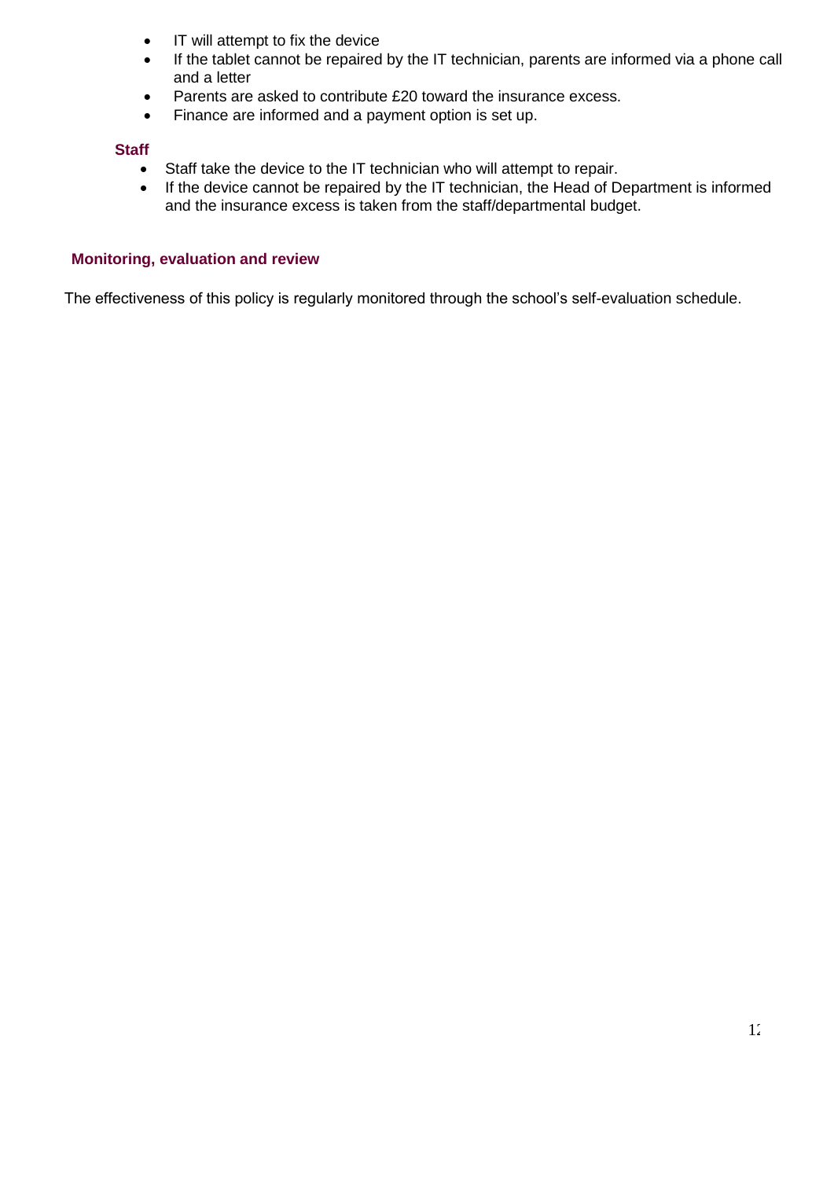- IT will attempt to fix the device
- If the tablet cannot be repaired by the IT technician, parents are informed via a phone call and a letter
- Parents are asked to contribute £20 toward the insurance excess.
- Finance are informed and a payment option is set up.

**Staff**

- Staff take the device to the IT technician who will attempt to repair.
- If the device cannot be repaired by the IT technician, the Head of Department is informed and the insurance excess is taken from the staff/departmental budget.

## Monitoring, evaluation and review

The effectiveness of this policy is regularly monitored through the school's self-evaluation schedule.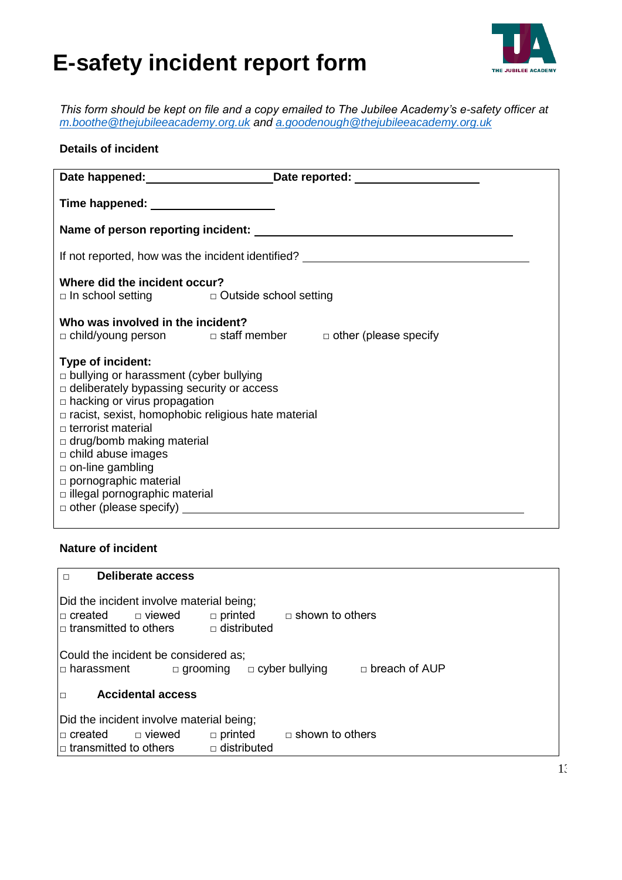# E-safety incident report form

*This form should be kept on file and a copy emailed to The Jubilee Academy's e-safety officer at [m.boothe@thejubileeacademy.org.uk](mailto:m.boothe@thejubileeacademy.org.uk) and [a.goodenough@thejubileeacademy.org.uk](mailto:a.goodenough@thejubileeacademy.org.uk)*

**Details of incident**

**Date happened:** ____________________ **Date reported:** ____________________

**Time happened:** ____________________

**Name of person reporting incident:** ____________________________________________

If not reported, how was the incident identified? ____________________________________

**Where did the incident occur?**
□ In school setting □ Outside school setting

**Who was involved in the incident?**
□ child/young person □ staff member □ other (please specify

**Type of incident:**
□ bullying or harassment (cyber bullying
□ deliberately bypassing security or access
□ hacking or virus propagation
□ racist, sexist, homophobic religious hate material
□ terrorist material
□ drug/bomb making material
□ child abuse images
□ on-line gambling
□ pornographic material
□ illegal pornographic material
□ other (please specify) ____________________________________________

**Nature of incident**

□ **Deliberate access**

Did the incident involve material being;
□ created □ viewed □ printed □ shown to others
□ transmitted to others □ distributed

Could the incident be considered as;
□ harassment □ grooming □ cyber bullying □ breach of AUP

□ **Accidental access**

Did the incident involve material being;
□ created □ viewed □ printed □ shown to others
□ transmitted to others □ distributed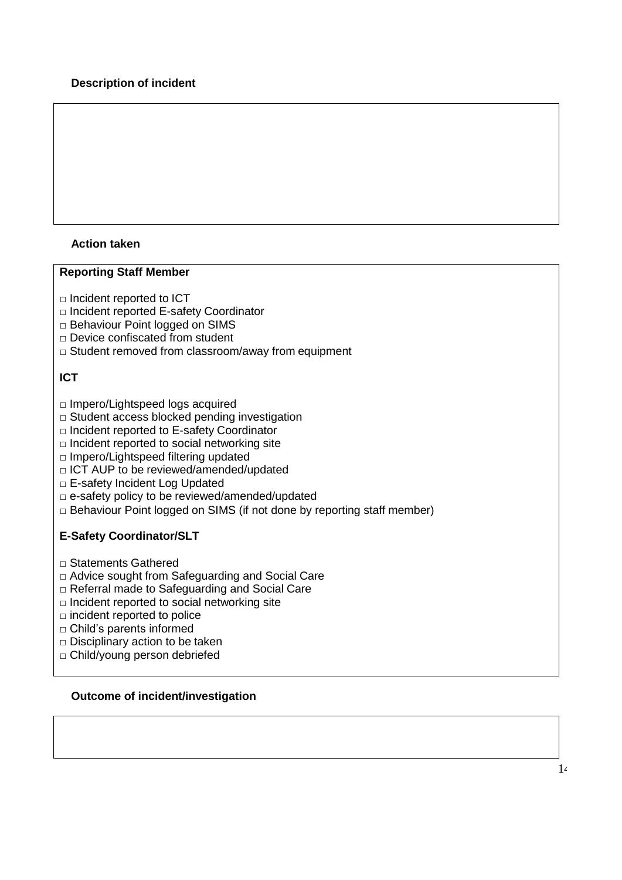**Description of incident**

**Action taken**

**Reporting Staff Member**

□ Incident reported to ICT
□ Incident reported E-safety Coordinator
□ Behaviour Point logged on SIMS
□ Device confiscated from student
□ Student removed from classroom/away from equipment

**ICT**

□ Impero/Lightspeed logs acquired
□ Student access blocked pending investigation
□ Incident reported to E-safety Coordinator
□ Incident reported to social networking site
□ Impero/Lightspeed filtering updated
□ ICT AUP to be reviewed/amended/updated
□ E-safety Incident Log Updated
□ e-safety policy to be reviewed/amended/updated
□ Behaviour Point logged on SIMS (if not done by reporting staff member)

**E-Safety Coordinator/SLT**

□ Statements Gathered
□ Advice sought from Safeguarding and Social Care
□ Referral made to Safeguarding and Social Care
□ Incident reported to social networking site
□ incident reported to police
□ Child's parents informed
□ Disciplinary action to be taken
□ Child/young person debriefed

**Outcome of incident/investigation**